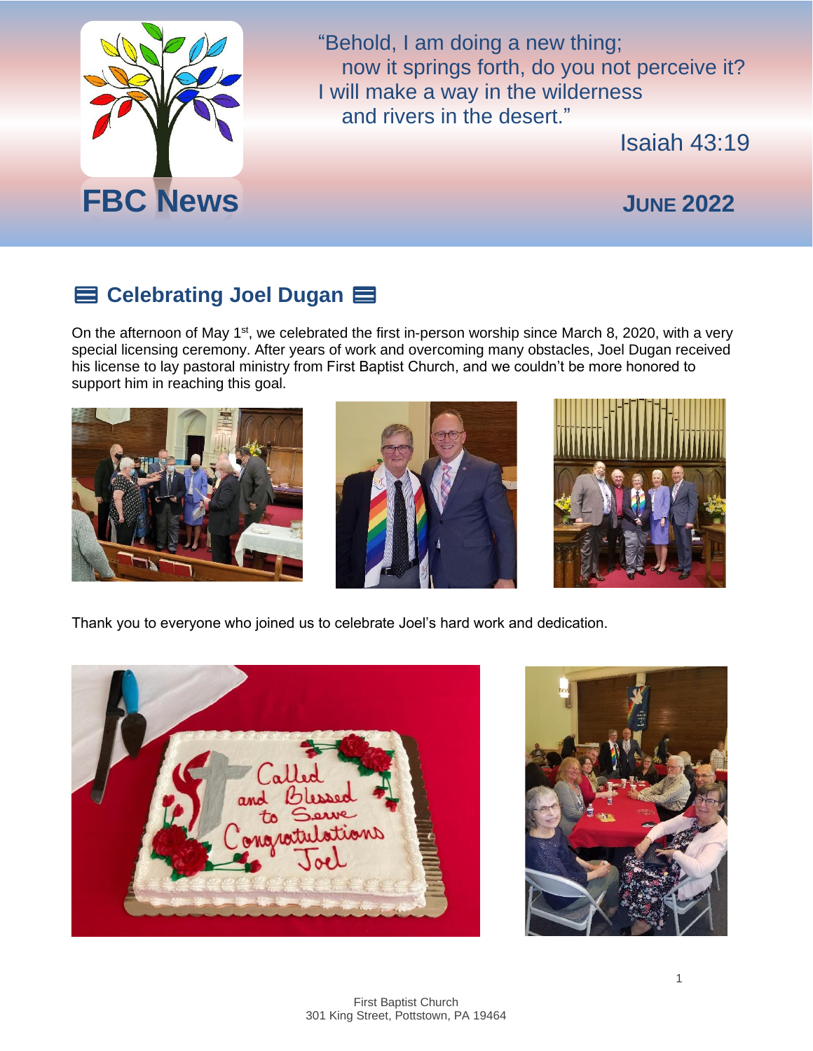# FBC News

"Behold, I am doing a new thing;
now it springs forth, do you not perceive it?
I will make a way in the wilderness
and rivers in the desert."

Isaiah 43:19

**JUNE 2022**

## Celebrating Joel Dugan

On the afternoon of May 1st, we celebrated the first in-person worship since March 8, 2020, with a very special licensing ceremony. After years of work and overcoming many obstacles, Joel Dugan received his license to lay pastoral ministry from First Baptist Church, and we couldn't be more honored to support him in reaching this goal.

Thank you to everyone who joined us to celebrate Joel's hard work and dedication.

First Baptist Church
301 King Street, Pottstown, PA 19464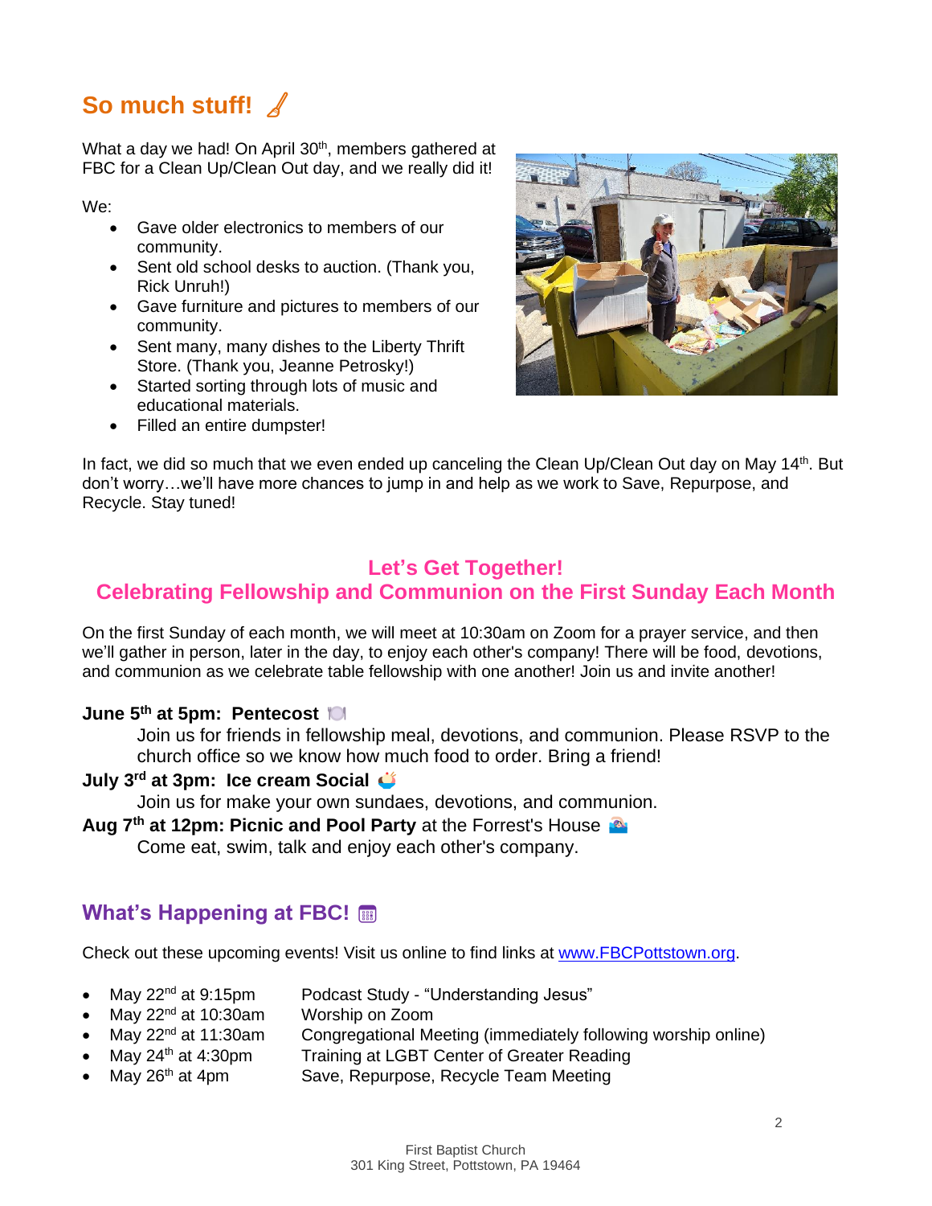## So much stuff!

What a day we had! On April 30th, members gathered at FBC for a Clean Up/Clean Out day, and we really did it!

We:

- Gave older electronics to members of our community.
- Sent old school desks to auction. (Thank you, Rick Unruh!)
- Gave furniture and pictures to members of our community.
- Sent many, many dishes to the Liberty Thrift Store. (Thank you, Jeanne Petrosky!)
- Started sorting through lots of music and educational materials.
- Filled an entire dumpster!

In fact, we did so much that we even ended up canceling the Clean Up/Clean Out day on May 14th. But don't worry…we'll have more chances to jump in and help as we work to Save, Repurpose, and Recycle. Stay tuned!

## Let's Get Together!
## Celebrating Fellowship and Communion on the First Sunday Each Month

On the first Sunday of each month, we will meet at 10:30am on Zoom for a prayer service, and then we'll gather in person, later in the day, to enjoy each other's company! There will be food, devotions, and communion as we celebrate table fellowship with one another! Join us and invite another!

**June 5th at 5pm: Pentecost**

Join us for friends in fellowship meal, devotions, and communion. Please RSVP to the church office so we know how much food to order. Bring a friend!

**July 3rd at 3pm: Ice cream Social**

Join us for make your own sundaes, devotions, and communion.

**Aug 7th at 12pm: Picnic and Pool Party** at the Forrest's House

Come eat, swim, talk and enjoy each other's company.

## What's Happening at FBC!

Check out these upcoming events! Visit us online to find links at www.FBCPottstown.org.

- May 22nd at 9:15pm — Podcast Study - "Understanding Jesus"
- May 22nd at 10:30am — Worship on Zoom
- May 22nd at 11:30am — Congregational Meeting (immediately following worship online)
- May 24th at 4:30pm — Training at LGBT Center of Greater Reading
- May 26th at 4pm — Save, Repurpose, Recycle Team Meeting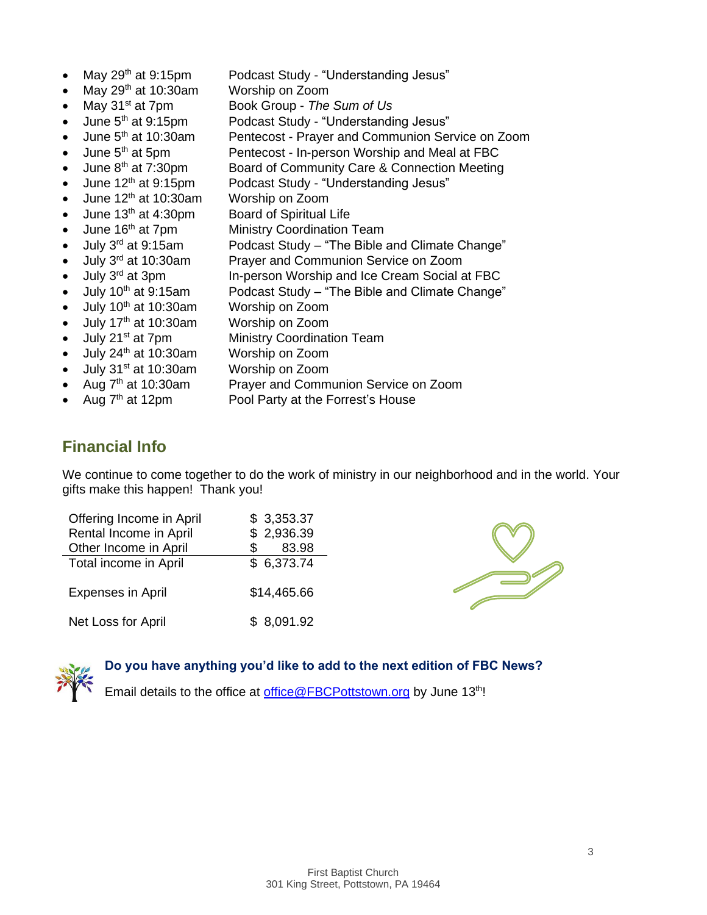- May 29th at 9:15pm — Podcast Study - "Understanding Jesus"
- May 29th at 10:30am — Worship on Zoom
- May 31st at 7pm — Book Group - *The Sum of Us*
- June 5th at 9:15pm — Podcast Study - "Understanding Jesus"
- June 5th at 10:30am — Pentecost - Prayer and Communion Service on Zoom
- June 5th at 5pm — Pentecost - In-person Worship and Meal at FBC
- June 8th at 7:30pm — Board of Community Care & Connection Meeting
- June 12th at 9:15pm — Podcast Study - "Understanding Jesus"
- June 12th at 10:30am — Worship on Zoom
- June 13th at 4:30pm — Board of Spiritual Life
- June 16th at 7pm — Ministry Coordination Team
- July 3rd at 9:15am — Podcast Study – "The Bible and Climate Change"
- July 3rd at 10:30am — Prayer and Communion Service on Zoom
- July 3rd at 3pm — In-person Worship and Ice Cream Social at FBC
- July 10th at 9:15am — Podcast Study – "The Bible and Climate Change"
- July 10th at 10:30am — Worship on Zoom
- July 17th at 10:30am — Worship on Zoom
- July 21st at 7pm — Ministry Coordination Team
- July 24th at 10:30am — Worship on Zoom
- July 31st at 10:30am — Worship on Zoom
- Aug 7th at 10:30am — Prayer and Communion Service on Zoom
- Aug 7th at 12pm — Pool Party at the Forrest's House

## Financial Info

We continue to come together to do the work of ministry in our neighborhood and in the world. Your gifts make this happen! Thank you!

| | |
|---|---|
| Offering Income in April | $ 3,353.37 |
| Rental Income in April | $ 2,936.39 |
| Other Income in April | $ 83.98 |
| Total income in April | $ 6,373.74 |
| Expenses in April | $14,465.66 |
| Net Loss for April | $ 8,091.92 |

**Do you have anything you'd like to add to the next edition of FBC News?**

Email details to the office at office@FBCPottstown.org by June 13th!

First Baptist Church
301 King Street, Pottstown, PA 19464